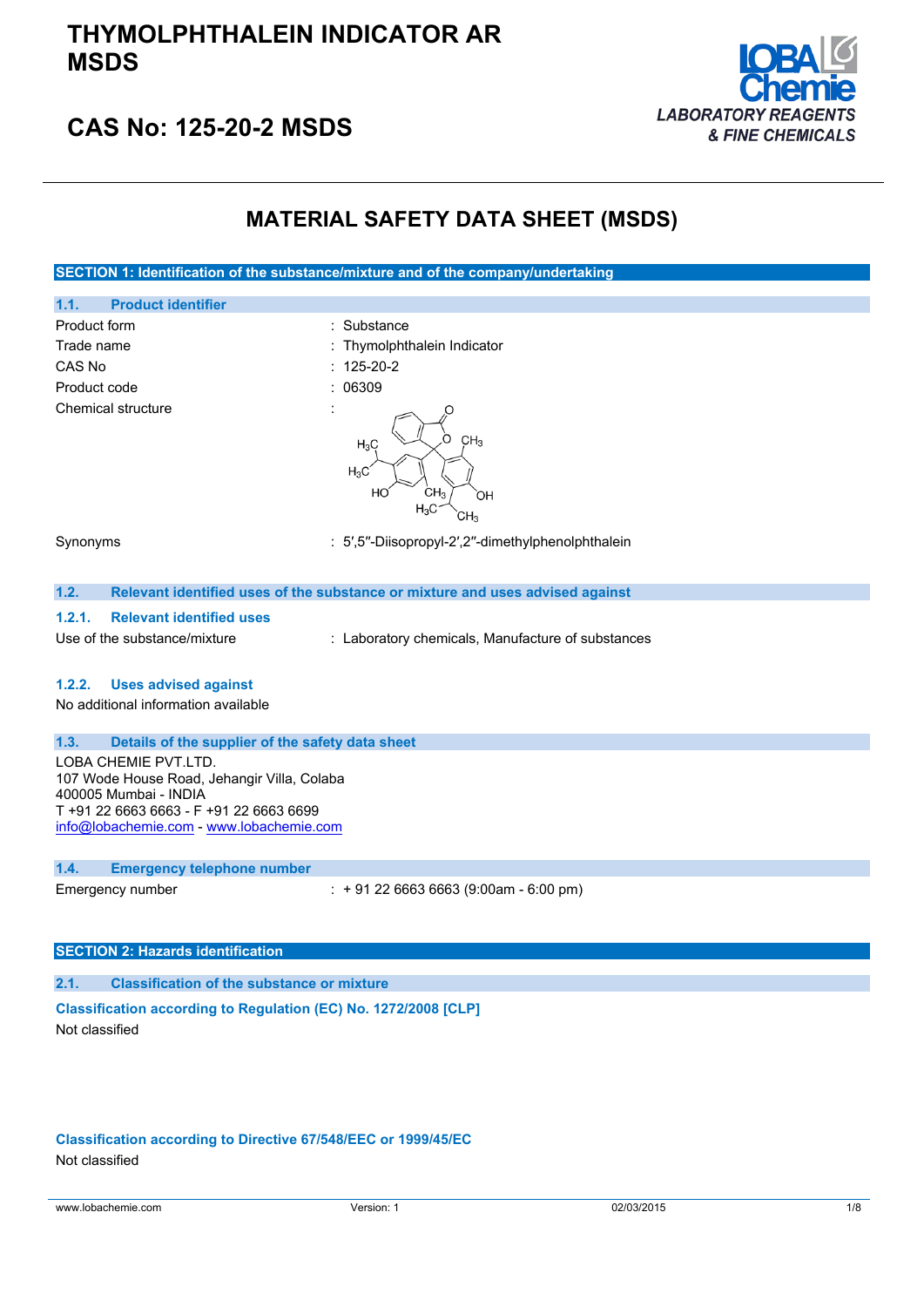# THYMOLPHTHALEIN INDICATOR AR MSDS

## CAS No: 125-20-2 MSDS

LOBA Chemie
LABORATORY REAGENTS & FINE CHEMICALS

# MATERIAL SAFETY DATA SHEET (MSDS)

## SECTION 1: Identification of the substance/mixture and of the company/undertaking

### 1.1. Product identifier

| | |
|---|---|
| Product form | : Substance |
| Trade name | : Thymolphthalein Indicator |
| CAS No | : 125-20-2 |
| Product code | : 06309 |
| Chemical structure | : |
| Synonyms | : 5′,5″-Diisopropyl-2′,2″-dimethylphenolphthalein |

### 1.2. Relevant identified uses of the substance or mixture and uses advised against

#### 1.2.1. Relevant identified uses

Use of the substance/mixture : Laboratory chemicals, Manufacture of substances

#### 1.2.2. Uses advised against

No additional information available

### 1.3. Details of the supplier of the safety data sheet

LOBA CHEMIE PVT.LTD.
107 Wode House Road, Jehangir Villa, Colaba
400005 Mumbai - INDIA
T +91 22 6663 6663 - F +91 22 6663 6699
info@lobachemie.com - www.lobachemie.com

### 1.4. Emergency telephone number

Emergency number : + 91 22 6663 6663 (9:00am - 6:00 pm)

## SECTION 2: Hazards identification

### 2.1. Classification of the substance or mixture

**Classification according to Regulation (EC) No. 1272/2008 [CLP]**

Not classified

**Classification according to Directive 67/548/EEC or 1999/45/EC**

Not classified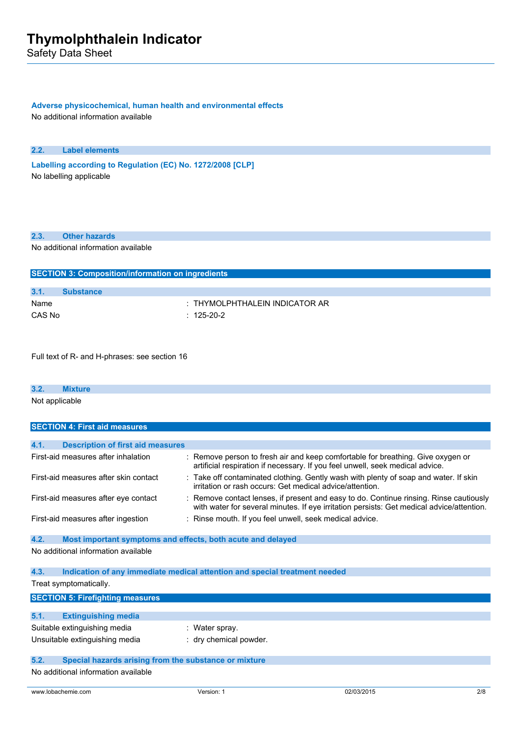#### Adverse physicochemical, human health and environmental effects

No additional information available

### 2.2. Label elements

#### Labelling according to Regulation (EC) No. 1272/2008 [CLP]

No labelling applicable

### 2.3. Other hazards

No additional information available

## SECTION 3: Composition/information on ingredients

### 3.1. Substance

| | |
|---|---|
| Name | : THYMOLPHTHALEIN INDICATOR AR |
| CAS No | : 125-20-2 |

Full text of R- and H-phrases: see section 16

### 3.2. Mixture

Not applicable

## SECTION 4: First aid measures

### 4.1. Description of first aid measures

| | |
|---|---|
| First-aid measures after inhalation | : Remove person to fresh air and keep comfortable for breathing. Give oxygen or artificial respiration if necessary. If you feel unwell, seek medical advice. |
| First-aid measures after skin contact | : Take off contaminated clothing. Gently wash with plenty of soap and water. If skin irritation or rash occurs: Get medical advice/attention. |
| First-aid measures after eye contact | : Remove contact lenses, if present and easy to do. Continue rinsing. Rinse cautiously with water for several minutes. If eye irritation persists: Get medical advice/attention. |
| First-aid measures after ingestion | : Rinse mouth. If you feel unwell, seek medical advice. |

### 4.2. Most important symptoms and effects, both acute and delayed

No additional information available

### 4.3. Indication of any immediate medical attention and special treatment needed

Treat symptomatically.

## SECTION 5: Firefighting measures

### 5.1. Extinguishing media

| | |
|---|---|
| Suitable extinguishing media | : Water spray. |
| Unsuitable extinguishing media | : dry chemical powder. |

### 5.2. Special hazards arising from the substance or mixture

No additional information available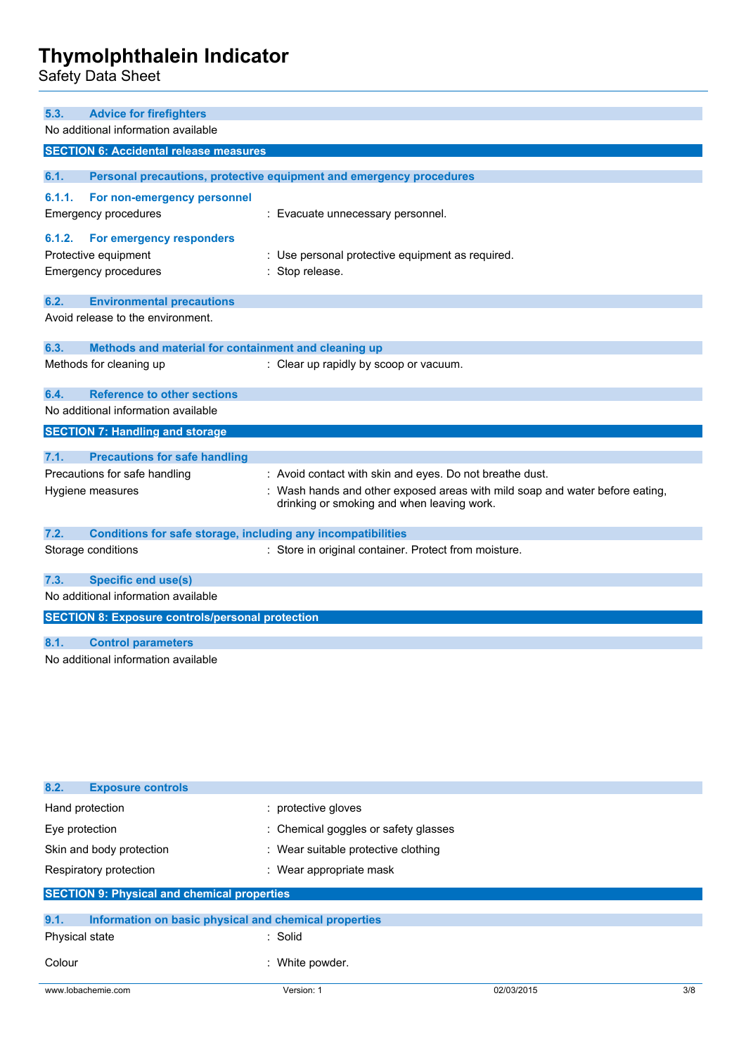### 5.3. Advice for firefighters

No additional information available

## SECTION 6: Accidental release measures

### 6.1. Personal precautions, protective equipment and emergency procedures

#### 6.1.1. For non-emergency personnel

Emergency procedures : Evacuate unnecessary personnel.

#### 6.1.2. For emergency responders

Protective equipment : Use personal protective equipment as required.

Emergency procedures : Stop release.

### 6.2. Environmental precautions

Avoid release to the environment.

### 6.3. Methods and material for containment and cleaning up

Methods for cleaning up : Clear up rapidly by scoop or vacuum.

### 6.4. Reference to other sections

No additional information available

## SECTION 7: Handling and storage

### 7.1. Precautions for safe handling

Precautions for safe handling : Avoid contact with skin and eyes. Do not breathe dust.

Hygiene measures : Wash hands and other exposed areas with mild soap and water before eating, drinking or smoking and when leaving work.

### 7.2. Conditions for safe storage, including any incompatibilities

Storage conditions : Store in original container. Protect from moisture.

### 7.3. Specific end use(s)

No additional information available

## SECTION 8: Exposure controls/personal protection

### 8.1. Control parameters

No additional information available

### 8.2. Exposure controls

Hand protection : protective gloves

Eye protection : Chemical goggles or safety glasses

Skin and body protection : Wear suitable protective clothing

Respiratory protection : Wear appropriate mask

## SECTION 9: Physical and chemical properties

### 9.1. Information on basic physical and chemical properties

Physical state : Solid

Colour : White powder.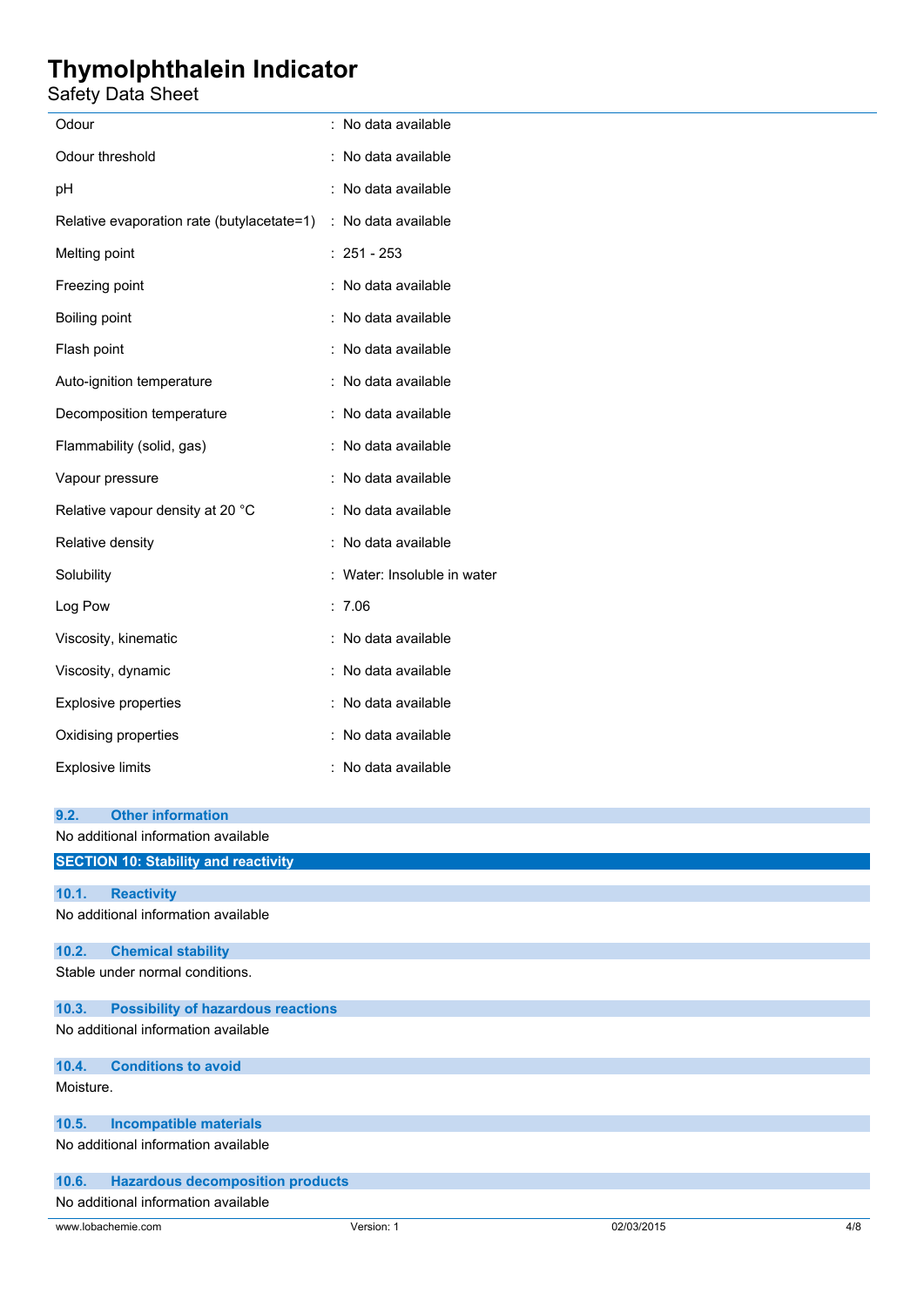| | |
|---|---|
| Odour | : No data available |
| Odour threshold | : No data available |
| pH | : No data available |
| Relative evaporation rate (butylacetate=1) | : No data available |
| Melting point | : 251 - 253 |
| Freezing point | : No data available |
| Boiling point | : No data available |
| Flash point | : No data available |
| Auto-ignition temperature | : No data available |
| Decomposition temperature | : No data available |
| Flammability (solid, gas) | : No data available |
| Vapour pressure | : No data available |
| Relative vapour density at 20 °C | : No data available |
| Relative density | : No data available |
| Solubility | : Water: Insoluble in water |
| Log Pow | : 7.06 |
| Viscosity, kinematic | : No data available |
| Viscosity, dynamic | : No data available |
| Explosive properties | : No data available |
| Oxidising properties | : No data available |
| Explosive limits | : No data available |

### 9.2. Other information

No additional information available

## SECTION 10: Stability and reactivity

### 10.1. Reactivity

No additional information available

### 10.2. Chemical stability

Stable under normal conditions.

### 10.3. Possibility of hazardous reactions

No additional information available

### 10.4. Conditions to avoid

Moisture.

### 10.5. Incompatible materials

No additional information available

### 10.6. Hazardous decomposition products

No additional information available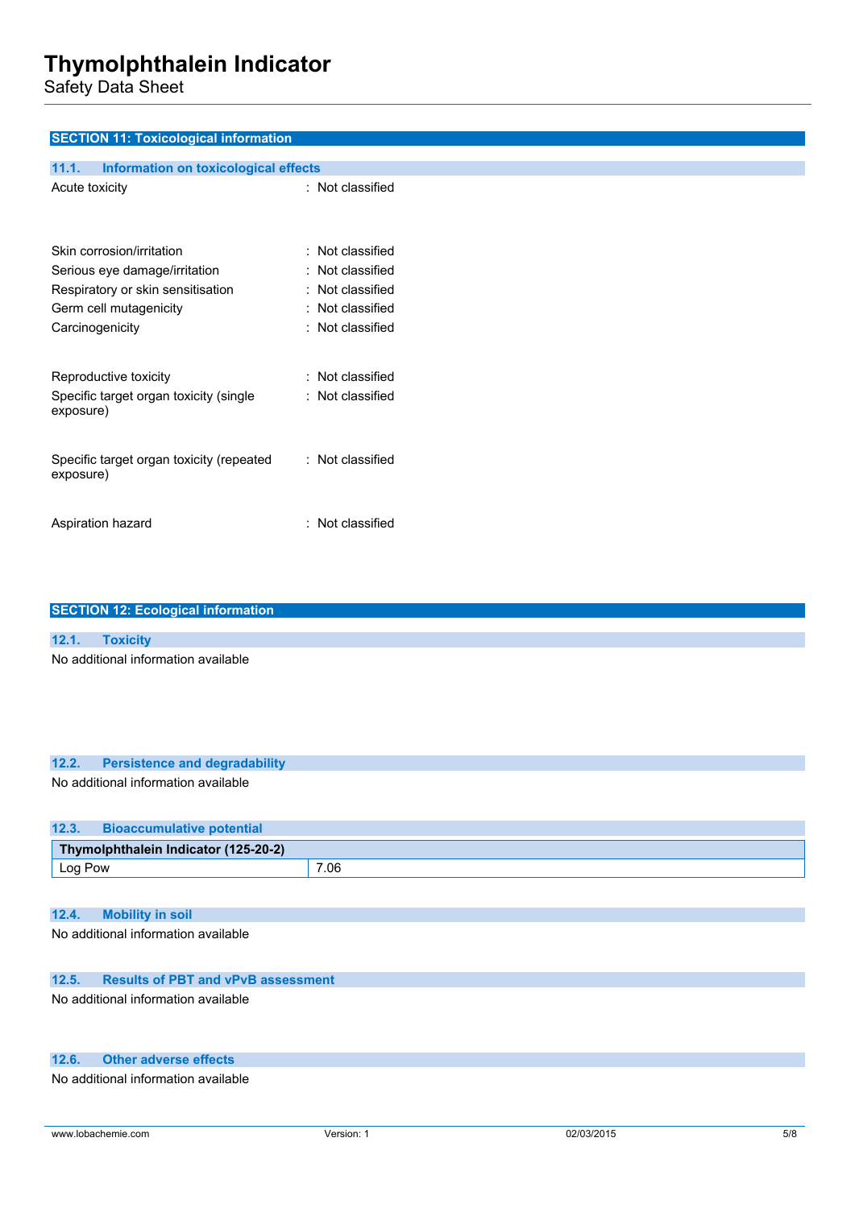## SECTION 11: Toxicological information

### 11.1. Information on toxicological effects

| | |
|---|---|
| Acute toxicity | : Not classified |
| Skin corrosion/irritation | : Not classified |
| Serious eye damage/irritation | : Not classified |
| Respiratory or skin sensitisation | : Not classified |
| Germ cell mutagenicity | : Not classified |
| Carcinogenicity | : Not classified |
| Reproductive toxicity | : Not classified |
| Specific target organ toxicity (single exposure) | : Not classified |
| Specific target organ toxicity (repeated exposure) | : Not classified |
| Aspiration hazard | : Not classified |

## SECTION 12: Ecological information

### 12.1. Toxicity

No additional information available

### 12.2. Persistence and degradability

No additional information available

### 12.3. Bioaccumulative potential

| Thymolphthalein Indicator (125-20-2) | |
|---|---|
| Log Pow | 7.06 |

### 12.4. Mobility in soil

No additional information available

### 12.5. Results of PBT and vPvB assessment

No additional information available

### 12.6. Other adverse effects

No additional information available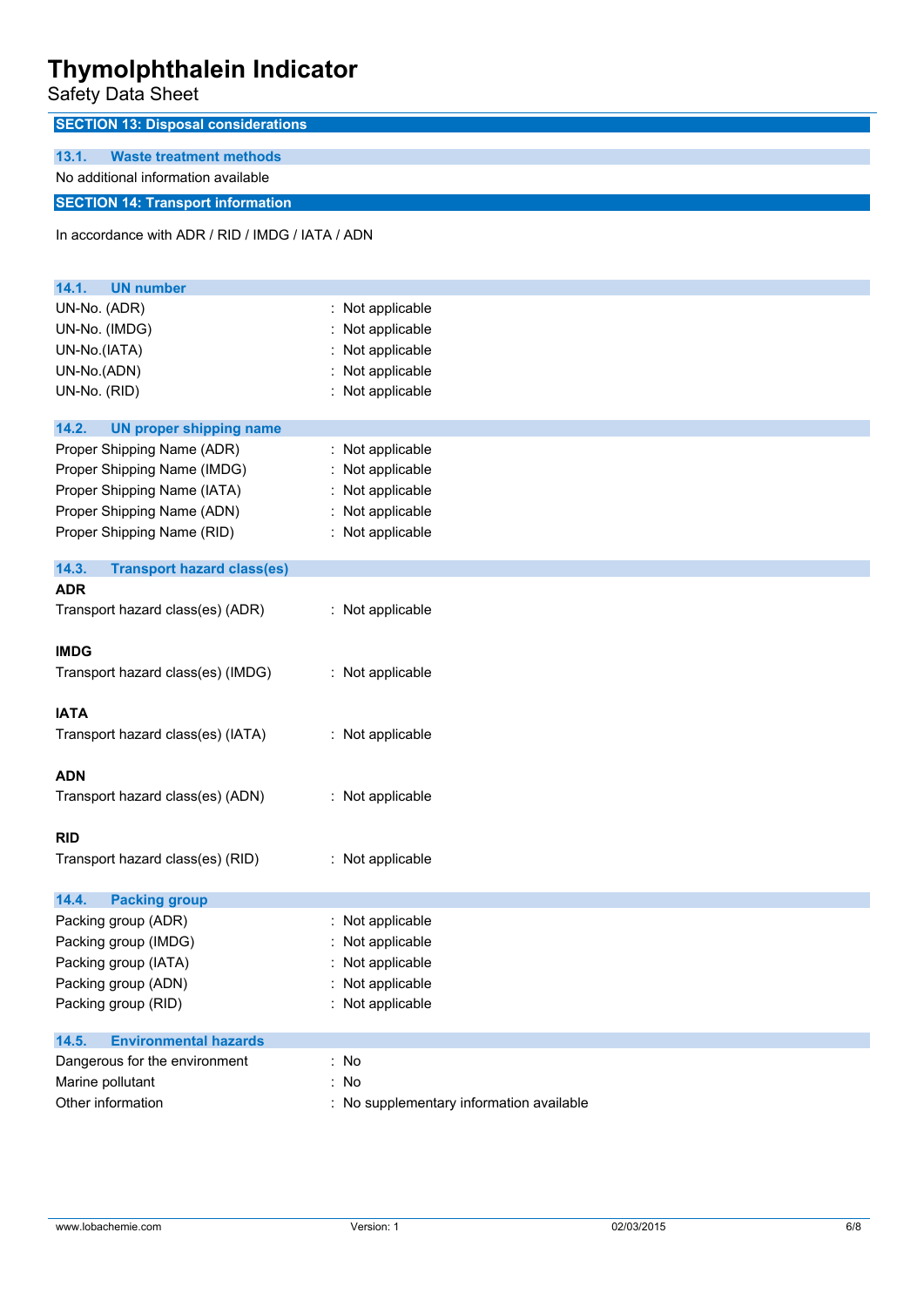## SECTION 13: Disposal considerations

### 13.1. Waste treatment methods

No additional information available

## SECTION 14: Transport information

In accordance with ADR / RID / IMDG / IATA / ADN

### 14.1. UN number

| | |
|---|---|
| UN-No. (ADR) | : Not applicable |
| UN-No. (IMDG) | : Not applicable |
| UN-No.(IATA) | : Not applicable |
| UN-No.(ADN) | : Not applicable |
| UN-No. (RID) | : Not applicable |

### 14.2. UN proper shipping name

| | |
|---|---|
| Proper Shipping Name (ADR) | : Not applicable |
| Proper Shipping Name (IMDG) | : Not applicable |
| Proper Shipping Name (IATA) | : Not applicable |
| Proper Shipping Name (ADN) | : Not applicable |
| Proper Shipping Name (RID) | : Not applicable |

### 14.3. Transport hazard class(es)

**ADR**

| | |
|---|---|
| Transport hazard class(es) (ADR) | : Not applicable |

**IMDG**

| | |
|---|---|
| Transport hazard class(es) (IMDG) | : Not applicable |

**IATA**

| | |
|---|---|
| Transport hazard class(es) (IATA) | : Not applicable |

**ADN**

| | |
|---|---|
| Transport hazard class(es) (ADN) | : Not applicable |

**RID**

| | |
|---|---|
| Transport hazard class(es) (RID) | : Not applicable |

### 14.4. Packing group

| | |
|---|---|
| Packing group (ADR) | : Not applicable |
| Packing group (IMDG) | : Not applicable |
| Packing group (IATA) | : Not applicable |
| Packing group (ADN) | : Not applicable |
| Packing group (RID) | : Not applicable |

### 14.5. Environmental hazards

| | |
|---|---|
| Dangerous for the environment | : No |
| Marine pollutant | : No |
| Other information | : No supplementary information available |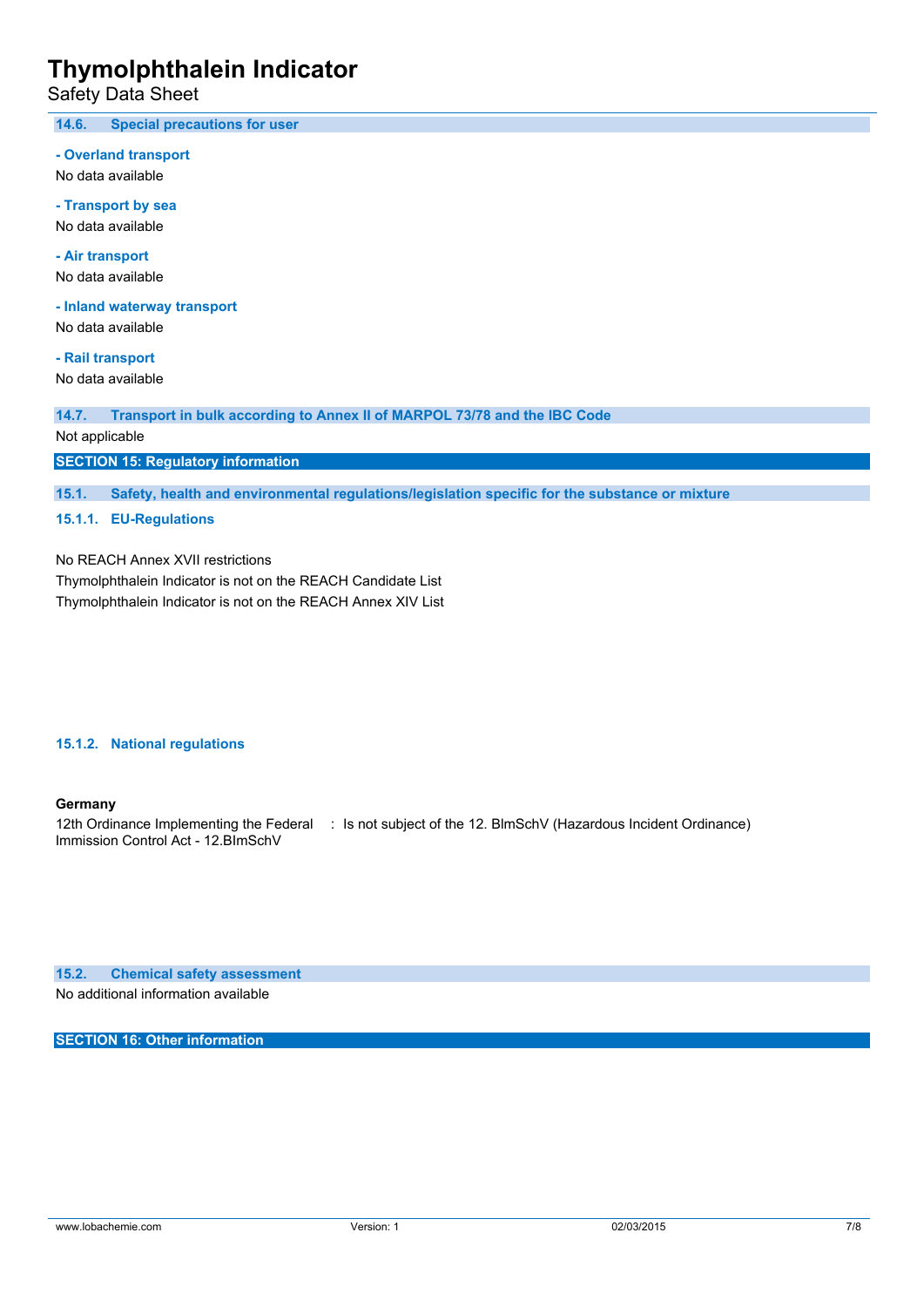### 14.6. Special precautions for user

**- Overland transport**

No data available

**- Transport by sea**

No data available

**- Air transport**

No data available

**- Inland waterway transport**

No data available

**- Rail transport**

No data available

### 14.7. Transport in bulk according to Annex II of MARPOL 73/78 and the IBC Code

Not applicable

## SECTION 15: Regulatory information

### 15.1. Safety, health and environmental regulations/legislation specific for the substance or mixture

#### 15.1.1. EU-Regulations

No REACH Annex XVII restrictions

Thymolphthalein Indicator is not on the REACH Candidate List

Thymolphthalein Indicator is not on the REACH Annex XIV List

#### 15.1.2. National regulations

**Germany**

12th Ordinance Implementing the Federal Immission Control Act - 12.BImSchV : Is not subject of the 12. BlmSchV (Hazardous Incident Ordinance)

### 15.2. Chemical safety assessment

No additional information available

## SECTION 16: Other information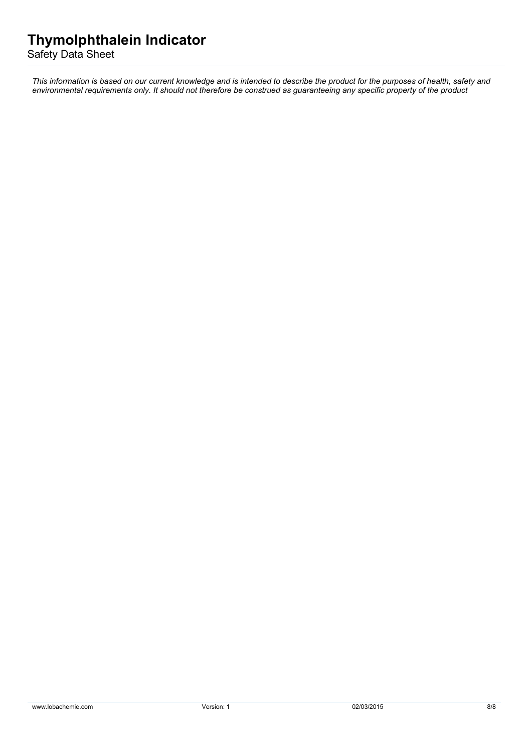*This information is based on our current knowledge and is intended to describe the product for the purposes of health, safety and environmental requirements only. It should not therefore be construed as guaranteeing any specific property of the product*